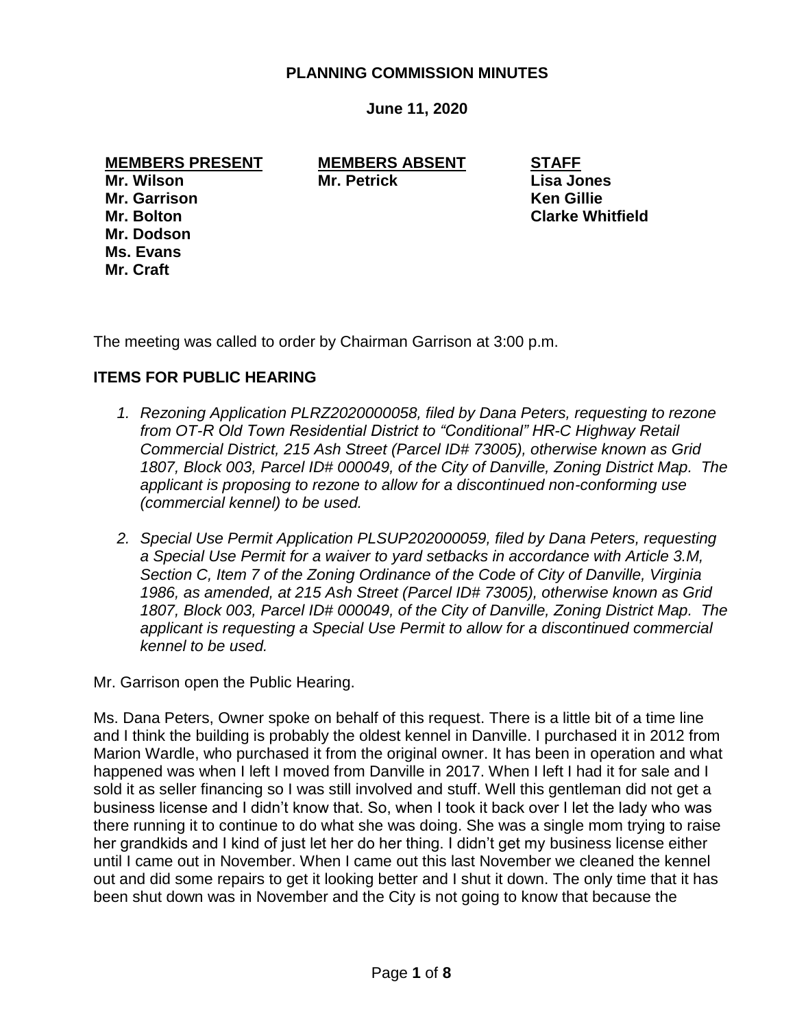# PLANNING COMMISSION MINUTES

**June 11, 2020**

| **MEMBERS PRESENT** | **MEMBERS ABSENT** | **STAFF** |
|---|---|---|
| **Mr. Wilson** | **Mr. Petrick** | **Lisa Jones** |
| **Mr. Garrison** | | **Ken Gillie** |
| **Mr. Bolton** | | **Clarke Whitfield** |
| **Mr. Dodson** | | |
| **Ms. Evans** | | |
| **Mr. Craft** | | |

The meeting was called to order by Chairman Garrison at 3:00 p.m.

## ITEMS FOR PUBLIC HEARING

1. *Rezoning Application PLRZ2020000058, filed by Dana Peters, requesting to rezone from OT-R Old Town Residential District to "Conditional" HR-C Highway Retail Commercial District, 215 Ash Street (Parcel ID# 73005), otherwise known as Grid 1807, Block 003, Parcel ID# 000049, of the City of Danville, Zoning District Map. The applicant is proposing to rezone to allow for a discontinued non-conforming use (commercial kennel) to be used.*

2. *Special Use Permit Application PLSUP202000059, filed by Dana Peters, requesting a Special Use Permit for a waiver to yard setbacks in accordance with Article 3.M, Section C, Item 7 of the Zoning Ordinance of the Code of City of Danville, Virginia 1986, as amended, at 215 Ash Street (Parcel ID# 73005), otherwise known as Grid 1807, Block 003, Parcel ID# 000049, of the City of Danville, Zoning District Map. The applicant is requesting a Special Use Permit to allow for a discontinued commercial kennel to be used.*

Mr. Garrison open the Public Hearing.

Ms. Dana Peters, Owner spoke on behalf of this request. There is a little bit of a time line and I think the building is probably the oldest kennel in Danville. I purchased it in 2012 from Marion Wardle, who purchased it from the original owner. It has been in operation and what happened was when I left I moved from Danville in 2017. When I left I had it for sale and I sold it as seller financing so I was still involved and stuff. Well this gentleman did not get a business license and I didn't know that. So, when I took it back over I let the lady who was there running it to continue to do what she was doing. She was a single mom trying to raise her grandkids and I kind of just let her do her thing. I didn't get my business license either until I came out in November. When I came out this last November we cleaned the kennel out and did some repairs to get it looking better and I shut it down. The only time that it has been shut down was in November and the City is not going to know that because the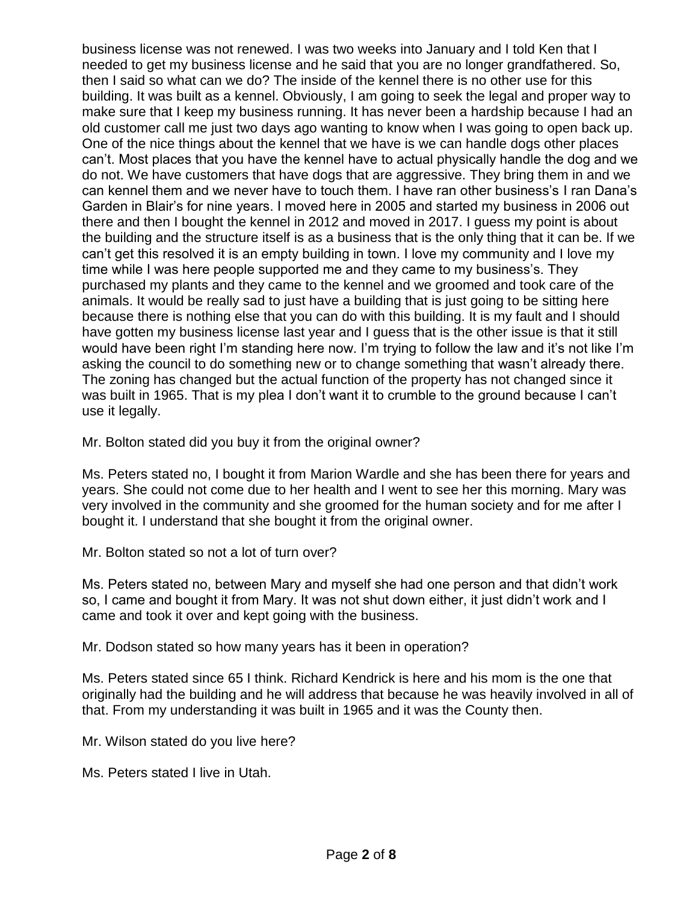business license was not renewed. I was two weeks into January and I told Ken that I needed to get my business license and he said that you are no longer grandfathered. So, then I said so what can we do? The inside of the kennel there is no other use for this building. It was built as a kennel. Obviously, I am going to seek the legal and proper way to make sure that I keep my business running. It has never been a hardship because I had an old customer call me just two days ago wanting to know when I was going to open back up. One of the nice things about the kennel that we have is we can handle dogs other places can't. Most places that you have the kennel have to actual physically handle the dog and we do not. We have customers that have dogs that are aggressive. They bring them in and we can kennel them and we never have to touch them. I have ran other business's I ran Dana's Garden in Blair's for nine years. I moved here in 2005 and started my business in 2006 out there and then I bought the kennel in 2012 and moved in 2017. I guess my point is about the building and the structure itself is as a business that is the only thing that it can be. If we can't get this resolved it is an empty building in town. I love my community and I love my time while I was here people supported me and they came to my business's. They purchased my plants and they came to the kennel and we groomed and took care of the animals. It would be really sad to just have a building that is just going to be sitting here because there is nothing else that you can do with this building. It is my fault and I should have gotten my business license last year and I guess that is the other issue is that it still would have been right I'm standing here now. I'm trying to follow the law and it's not like I'm asking the council to do something new or to change something that wasn't already there. The zoning has changed but the actual function of the property has not changed since it was built in 1965. That is my plea I don't want it to crumble to the ground because I can't use it legally.

Mr. Bolton stated did you buy it from the original owner?

Ms. Peters stated no, I bought it from Marion Wardle and she has been there for years and years. She could not come due to her health and I went to see her this morning. Mary was very involved in the community and she groomed for the human society and for me after I bought it. I understand that she bought it from the original owner.

Mr. Bolton stated so not a lot of turn over?

Ms. Peters stated no, between Mary and myself she had one person and that didn't work so, I came and bought it from Mary. It was not shut down either, it just didn't work and I came and took it over and kept going with the business.

Mr. Dodson stated so how many years has it been in operation?

Ms. Peters stated since 65 I think. Richard Kendrick is here and his mom is the one that originally had the building and he will address that because he was heavily involved in all of that. From my understanding it was built in 1965 and it was the County then.

Mr. Wilson stated do you live here?

Ms. Peters stated I live in Utah.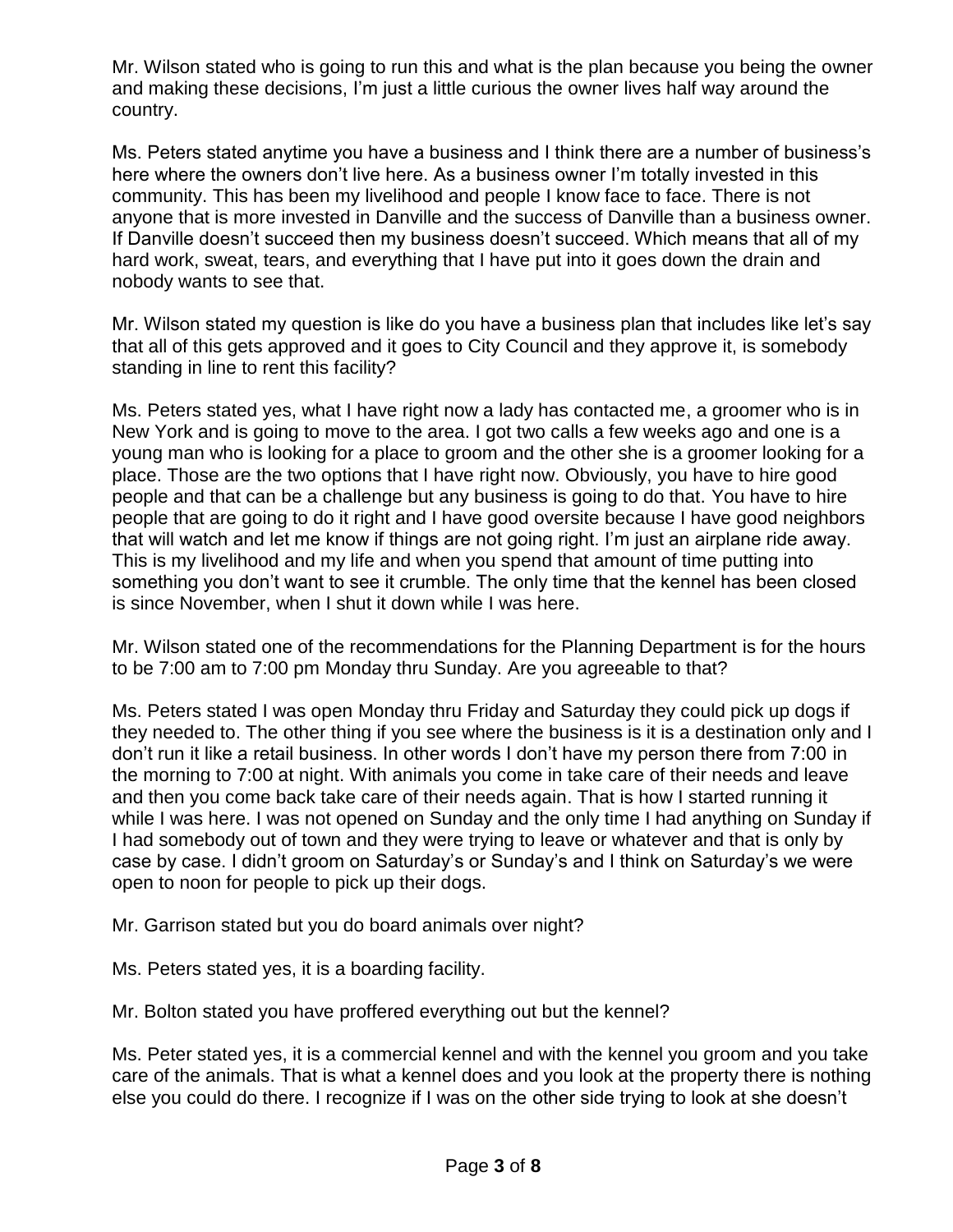Mr. Wilson stated who is going to run this and what is the plan because you being the owner and making these decisions, I'm just a little curious the owner lives half way around the country.

Ms. Peters stated anytime you have a business and I think there are a number of business's here where the owners don't live here. As a business owner I'm totally invested in this community. This has been my livelihood and people I know face to face. There is not anyone that is more invested in Danville and the success of Danville than a business owner. If Danville doesn't succeed then my business doesn't succeed. Which means that all of my hard work, sweat, tears, and everything that I have put into it goes down the drain and nobody wants to see that.

Mr. Wilson stated my question is like do you have a business plan that includes like let's say that all of this gets approved and it goes to City Council and they approve it, is somebody standing in line to rent this facility?

Ms. Peters stated yes, what I have right now a lady has contacted me, a groomer who is in New York and is going to move to the area. I got two calls a few weeks ago and one is a young man who is looking for a place to groom and the other she is a groomer looking for a place. Those are the two options that I have right now. Obviously, you have to hire good people and that can be a challenge but any business is going to do that. You have to hire people that are going to do it right and I have good oversite because I have good neighbors that will watch and let me know if things are not going right. I'm just an airplane ride away. This is my livelihood and my life and when you spend that amount of time putting into something you don't want to see it crumble. The only time that the kennel has been closed is since November, when I shut it down while I was here.

Mr. Wilson stated one of the recommendations for the Planning Department is for the hours to be 7:00 am to 7:00 pm Monday thru Sunday. Are you agreeable to that?

Ms. Peters stated I was open Monday thru Friday and Saturday they could pick up dogs if they needed to. The other thing if you see where the business is it is a destination only and I don't run it like a retail business. In other words I don't have my person there from 7:00 in the morning to 7:00 at night. With animals you come in take care of their needs and leave and then you come back take care of their needs again. That is how I started running it while I was here. I was not opened on Sunday and the only time I had anything on Sunday if I had somebody out of town and they were trying to leave or whatever and that is only by case by case. I didn't groom on Saturday's or Sunday's and I think on Saturday's we were open to noon for people to pick up their dogs.

Mr. Garrison stated but you do board animals over night?

Ms. Peters stated yes, it is a boarding facility.

Mr. Bolton stated you have proffered everything out but the kennel?

Ms. Peter stated yes, it is a commercial kennel and with the kennel you groom and you take care of the animals. That is what a kennel does and you look at the property there is nothing else you could do there. I recognize if I was on the other side trying to look at she doesn't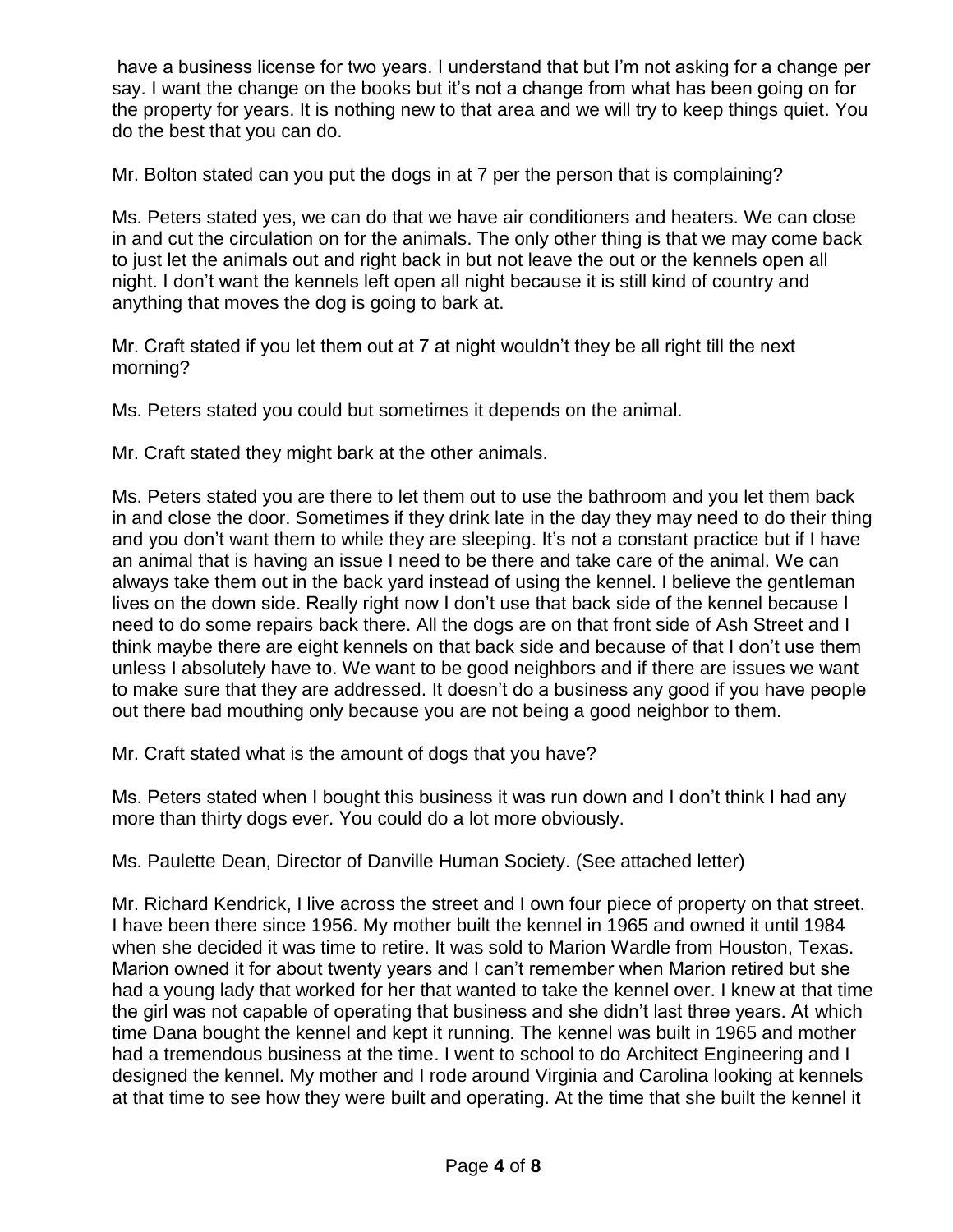have a business license for two years. I understand that but I'm not asking for a change per say. I want the change on the books but it's not a change from what has been going on for the property for years. It is nothing new to that area and we will try to keep things quiet. You do the best that you can do.

Mr. Bolton stated can you put the dogs in at 7 per the person that is complaining?

Ms. Peters stated yes, we can do that we have air conditioners and heaters. We can close in and cut the circulation on for the animals. The only other thing is that we may come back to just let the animals out and right back in but not leave the out or the kennels open all night. I don't want the kennels left open all night because it is still kind of country and anything that moves the dog is going to bark at.

Mr. Craft stated if you let them out at 7 at night wouldn't they be all right till the next morning?

Ms. Peters stated you could but sometimes it depends on the animal.

Mr. Craft stated they might bark at the other animals.

Ms. Peters stated you are there to let them out to use the bathroom and you let them back in and close the door. Sometimes if they drink late in the day they may need to do their thing and you don't want them to while they are sleeping. It's not a constant practice but if I have an animal that is having an issue I need to be there and take care of the animal. We can always take them out in the back yard instead of using the kennel. I believe the gentleman lives on the down side. Really right now I don't use that back side of the kennel because I need to do some repairs back there. All the dogs are on that front side of Ash Street and I think maybe there are eight kennels on that back side and because of that I don't use them unless I absolutely have to. We want to be good neighbors and if there are issues we want to make sure that they are addressed. It doesn't do a business any good if you have people out there bad mouthing only because you are not being a good neighbor to them.

Mr. Craft stated what is the amount of dogs that you have?

Ms. Peters stated when I bought this business it was run down and I don't think I had any more than thirty dogs ever. You could do a lot more obviously.

Ms. Paulette Dean, Director of Danville Human Society. (See attached letter)

Mr. Richard Kendrick, I live across the street and I own four piece of property on that street. I have been there since 1956. My mother built the kennel in 1965 and owned it until 1984 when she decided it was time to retire. It was sold to Marion Wardle from Houston, Texas. Marion owned it for about twenty years and I can't remember when Marion retired but she had a young lady that worked for her that wanted to take the kennel over. I knew at that time the girl was not capable of operating that business and she didn't last three years. At which time Dana bought the kennel and kept it running. The kennel was built in 1965 and mother had a tremendous business at the time. I went to school to do Architect Engineering and I designed the kennel. My mother and I rode around Virginia and Carolina looking at kennels at that time to see how they were built and operating. At the time that she built the kennel it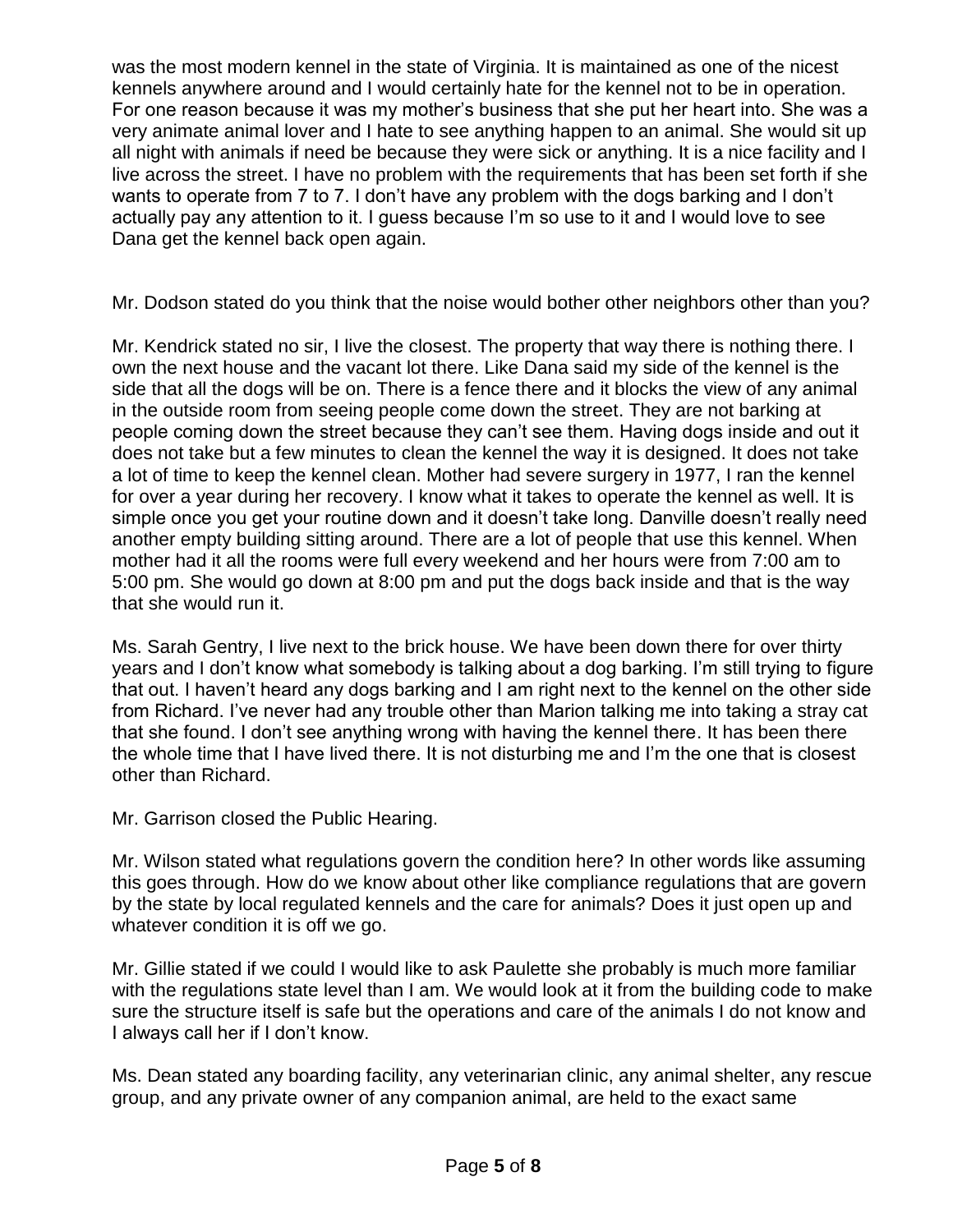was the most modern kennel in the state of Virginia. It is maintained as one of the nicest kennels anywhere around and I would certainly hate for the kennel not to be in operation. For one reason because it was my mother's business that she put her heart into. She was a very animate animal lover and I hate to see anything happen to an animal. She would sit up all night with animals if need be because they were sick or anything. It is a nice facility and I live across the street. I have no problem with the requirements that has been set forth if she wants to operate from 7 to 7. I don't have any problem with the dogs barking and I don't actually pay any attention to it. I guess because I'm so use to it and I would love to see Dana get the kennel back open again.

Mr. Dodson stated do you think that the noise would bother other neighbors other than you?

Mr. Kendrick stated no sir, I live the closest. The property that way there is nothing there. I own the next house and the vacant lot there. Like Dana said my side of the kennel is the side that all the dogs will be on. There is a fence there and it blocks the view of any animal in the outside room from seeing people come down the street. They are not barking at people coming down the street because they can't see them. Having dogs inside and out it does not take but a few minutes to clean the kennel the way it is designed. It does not take a lot of time to keep the kennel clean. Mother had severe surgery in 1977, I ran the kennel for over a year during her recovery. I know what it takes to operate the kennel as well. It is simple once you get your routine down and it doesn't take long. Danville doesn't really need another empty building sitting around. There are a lot of people that use this kennel. When mother had it all the rooms were full every weekend and her hours were from 7:00 am to 5:00 pm. She would go down at 8:00 pm and put the dogs back inside and that is the way that she would run it.

Ms. Sarah Gentry, I live next to the brick house. We have been down there for over thirty years and I don't know what somebody is talking about a dog barking. I'm still trying to figure that out. I haven't heard any dogs barking and I am right next to the kennel on the other side from Richard. I've never had any trouble other than Marion talking me into taking a stray cat that she found. I don't see anything wrong with having the kennel there. It has been there the whole time that I have lived there. It is not disturbing me and I'm the one that is closest other than Richard.

Mr. Garrison closed the Public Hearing.

Mr. Wilson stated what regulations govern the condition here? In other words like assuming this goes through. How do we know about other like compliance regulations that are govern by the state by local regulated kennels and the care for animals? Does it just open up and whatever condition it is off we go.

Mr. Gillie stated if we could I would like to ask Paulette she probably is much more familiar with the regulations state level than I am. We would look at it from the building code to make sure the structure itself is safe but the operations and care of the animals I do not know and I always call her if I don't know.

Ms. Dean stated any boarding facility, any veterinarian clinic, any animal shelter, any rescue group, and any private owner of any companion animal, are held to the exact same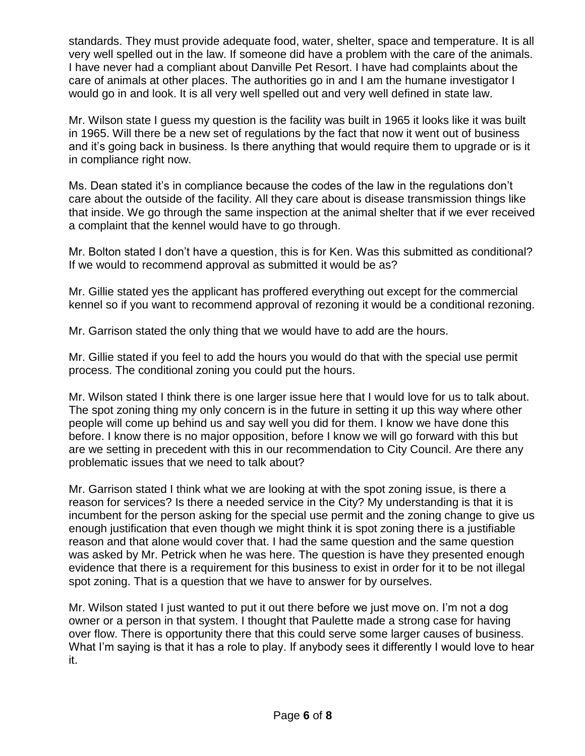standards. They must provide adequate food, water, shelter, space and temperature. It is all very well spelled out in the law. If someone did have a problem with the care of the animals. I have never had a compliant about Danville Pet Resort. I have had complaints about the care of animals at other places. The authorities go in and I am the humane investigator I would go in and look. It is all very well spelled out and very well defined in state law.

Mr. Wilson state I guess my question is the facility was built in 1965 it looks like it was built in 1965. Will there be a new set of regulations by the fact that now it went out of business and it's going back in business. Is there anything that would require them to upgrade or is it in compliance right now.

Ms. Dean stated it's in compliance because the codes of the law in the regulations don't care about the outside of the facility. All they care about is disease transmission things like that inside. We go through the same inspection at the animal shelter that if we ever received a complaint that the kennel would have to go through.

Mr. Bolton stated I don't have a question, this is for Ken. Was this submitted as conditional? If we would to recommend approval as submitted it would be as?

Mr. Gillie stated yes the applicant has proffered everything out except for the commercial kennel so if you want to recommend approval of rezoning it would be a conditional rezoning.

Mr. Garrison stated the only thing that we would have to add are the hours.

Mr. Gillie stated if you feel to add the hours you would do that with the special use permit process. The conditional zoning you could put the hours.

Mr. Wilson stated I think there is one larger issue here that I would love for us to talk about. The spot zoning thing my only concern is in the future in setting it up this way where other people will come up behind us and say well you did for them. I know we have done this before. I know there is no major opposition, before I know we will go forward with this but are we setting in precedent with this in our recommendation to City Council. Are there any problematic issues that we need to talk about?

Mr. Garrison stated I think what we are looking at with the spot zoning issue, is there a reason for services? Is there a needed service in the City? My understanding is that it is incumbent for the person asking for the special use permit and the zoning change to give us enough justification that even though we might think it is spot zoning there is a justifiable reason and that alone would cover that. I had the same question and the same question was asked by Mr. Petrick when he was here. The question is have they presented enough evidence that there is a requirement for this business to exist in order for it to be not illegal spot zoning. That is a question that we have to answer for by ourselves.

Mr. Wilson stated I just wanted to put it out there before we just move on. I'm not a dog owner or a person in that system. I thought that Paulette made a strong case for having over flow. There is opportunity there that this could serve some larger causes of business. What I'm saying is that it has a role to play. If anybody sees it differently I would love to hear it.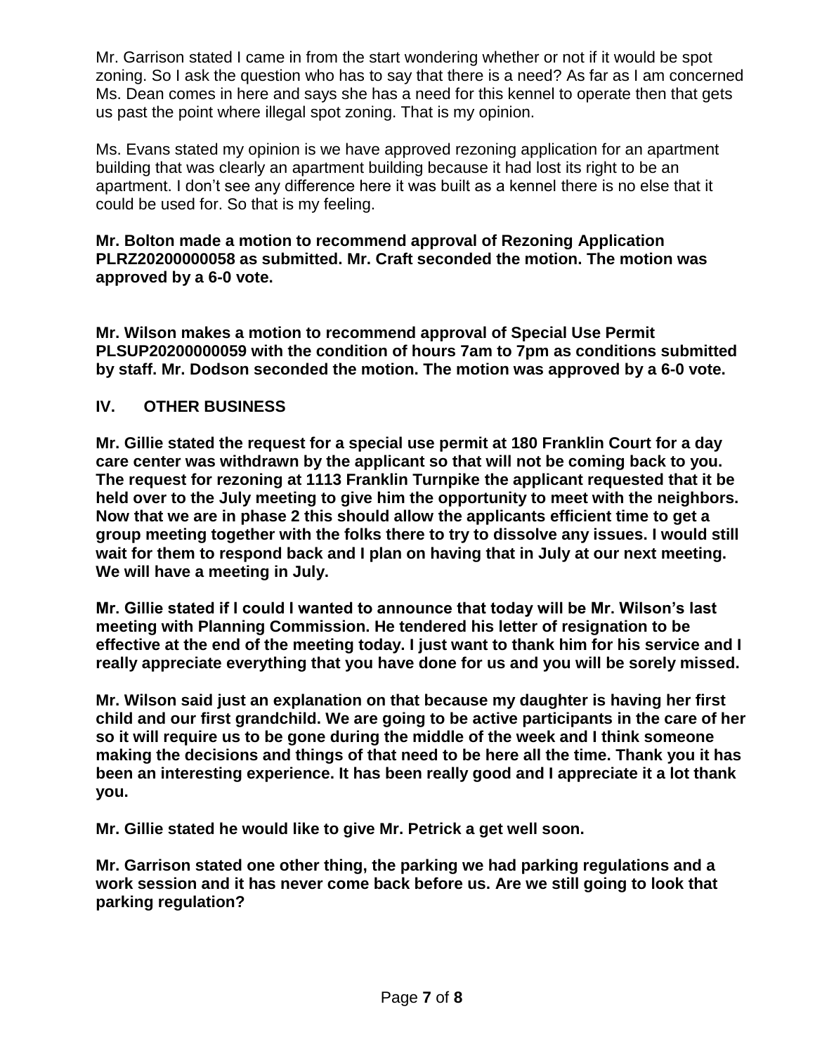Mr. Garrison stated I came in from the start wondering whether or not if it would be spot zoning. So I ask the question who has to say that there is a need? As far as I am concerned Ms. Dean comes in here and says she has a need for this kennel to operate then that gets us past the point where illegal spot zoning. That is my opinion.

Ms. Evans stated my opinion is we have approved rezoning application for an apartment building that was clearly an apartment building because it had lost its right to be an apartment. I don't see any difference here it was built as a kennel there is no else that it could be used for. So that is my feeling.

**Mr. Bolton made a motion to recommend approval of Rezoning Application PLRZ20200000058 as submitted. Mr. Craft seconded the motion. The motion was approved by a 6-0 vote.**

**Mr. Wilson makes a motion to recommend approval of Special Use Permit PLSUP20200000059 with the condition of hours 7am to 7pm as conditions submitted by staff. Mr. Dodson seconded the motion. The motion was approved by a 6-0 vote.**

## IV. OTHER BUSINESS

**Mr. Gillie stated the request for a special use permit at 180 Franklin Court for a day care center was withdrawn by the applicant so that will not be coming back to you. The request for rezoning at 1113 Franklin Turnpike the applicant requested that it be held over to the July meeting to give him the opportunity to meet with the neighbors. Now that we are in phase 2 this should allow the applicants efficient time to get a group meeting together with the folks there to try to dissolve any issues. I would still wait for them to respond back and I plan on having that in July at our next meeting. We will have a meeting in July.**

**Mr. Gillie stated if I could I wanted to announce that today will be Mr. Wilson's last meeting with Planning Commission. He tendered his letter of resignation to be effective at the end of the meeting today. I just want to thank him for his service and I really appreciate everything that you have done for us and you will be sorely missed.**

**Mr. Wilson said just an explanation on that because my daughter is having her first child and our first grandchild. We are going to be active participants in the care of her so it will require us to be gone during the middle of the week and I think someone making the decisions and things of that need to be here all the time. Thank you it has been an interesting experience. It has been really good and I appreciate it a lot thank you.**

**Mr. Gillie stated he would like to give Mr. Petrick a get well soon.**

**Mr. Garrison stated one other thing, the parking we had parking regulations and a work session and it has never come back before us. Are we still going to look that parking regulation?**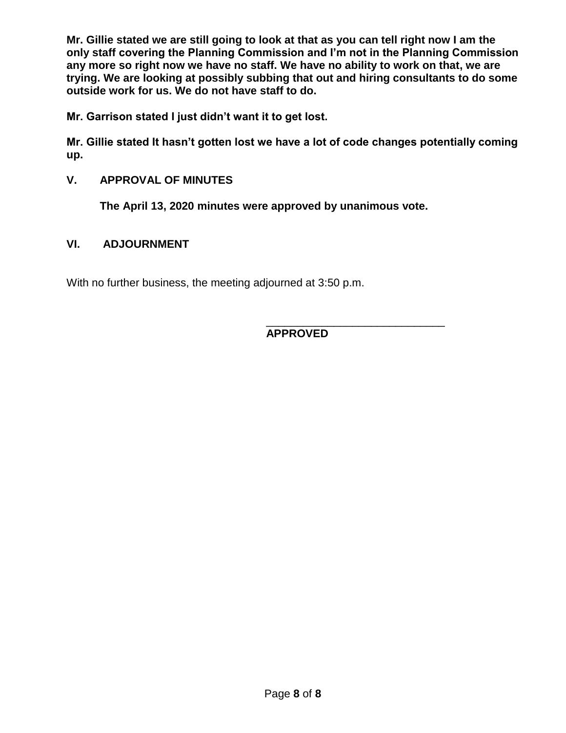**Mr. Gillie stated we are still going to look at that as you can tell right now I am the only staff covering the Planning Commission and I'm not in the Planning Commission any more so right now we have no staff. We have no ability to work on that, we are trying. We are looking at possibly subbing that out and hiring consultants to do some outside work for us. We do not have staff to do.**

**Mr. Garrison stated I just didn't want it to get lost.**

**Mr. Gillie stated It hasn't gotten lost we have a lot of code changes potentially coming up.**

## V. APPROVAL OF MINUTES

**The April 13, 2020 minutes were approved by unanimous vote.**

## VI. ADJOURNMENT

With no further business, the meeting adjourned at 3:50 p.m.

\_\_\_\_\_\_\_\_\_\_\_\_\_\_\_\_\_\_\_\_\_\_\_\_\_\_\_\_\_\_
**APPROVED**